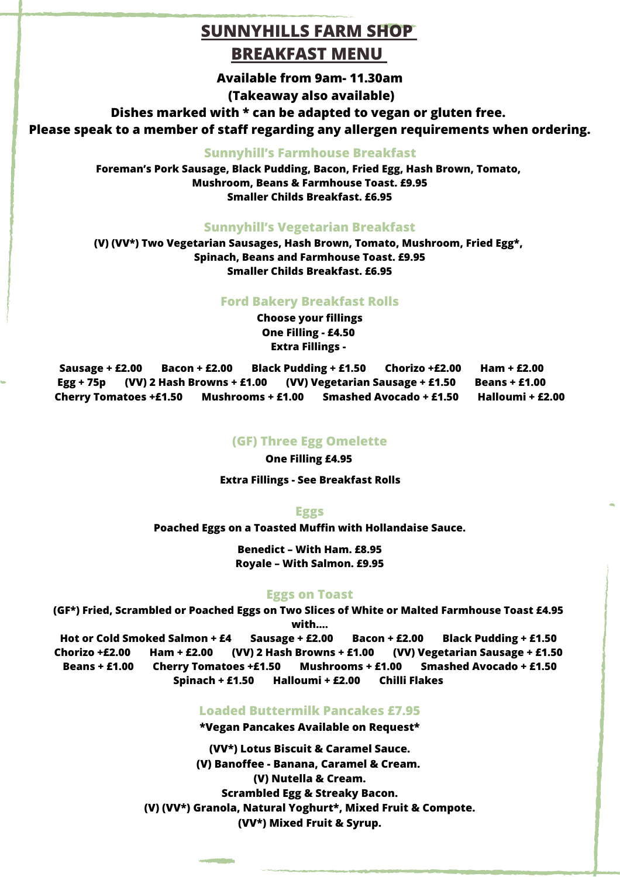# SUNNYHILLS FARM SHOP

# BREAKFAST MENU

**Available from 9am- 11.30am**

**(Takeaway also available)**

**Dishes marked with * can be adapted to vegan or gluten free.**

**Please speak to a member of staff regarding any allergen requirements when ordering.**

## Sunnyhill's Farmhouse Breakfast

**Foreman's Pork Sausage, Black Pudding, Bacon, Fried Egg, Hash Brown, Tomato, Mushroom, Beans & Farmhouse Toast. £9.95**

**Smaller Childs Breakfast. £6.95**

## Sunnyhill's Vegetarian Breakfast

**(V) (VV*) Two Vegetarian Sausages, Hash Brown, Tomato, Mushroom, Fried Egg*, Spinach, Beans and Farmhouse Toast. £9.95**

**Smaller Childs Breakfast. £6.95**

## Ford Bakery Breakfast Rolls

**Choose your fillings**

**One Filling - £4.50**

**Extra Fillings -**

**Sausage + £2.00 | Bacon + £2.00 | Black Pudding + £1.50 | Chorizo +£2.00 | Ham + £2.00 | Egg + 75p | (VV) 2 Hash Browns + £1.00 | (VV) Vegetarian Sausage + £1.50 | Beans + £1.00 | Cherry Tomatoes +£1.50 | Mushrooms + £1.00 | Smashed Avocado + £1.50 | Halloumi + £2.00**

## (GF) Three Egg Omelette

**One Filling £4.95**

**Extra Fillings - See Breakfast Rolls**

## Eggs

**Poached Eggs on a Toasted Muffin with Hollandaise Sauce.**

**Benedict – With Ham. £8.95**

**Royale – With Salmon. £9.95**

## Eggs on Toast

**(GF*) Fried, Scrambled or Poached Eggs on Two Slices of White or Malted Farmhouse Toast £4.95 with....**

**Hot or Cold Smoked Salmon + £4 | Sausage + £2.00 | Bacon + £2.00 | Black Pudding + £1.50 | Chorizo +£2.00 | Ham + £2.00 | (VV) 2 Hash Browns + £1.00 | (VV) Vegetarian Sausage + £1.50 | Beans + £1.00 | Cherry Tomatoes +£1.50 | Mushrooms + £1.00 | Smashed Avocado + £1.50 | Spinach + £1.50 | Halloumi + £2.00 | Chilli Flakes**

## Loaded Buttermilk Pancakes £7.95

***Vegan Pancakes Available on Request***

**(VV*) Lotus Biscuit & Caramel Sauce.**

**(V) Banoffee - Banana, Caramel & Cream.**

**(V) Nutella & Cream.**

**Scrambled Egg & Streaky Bacon.**

**(V) (VV*) Granola, Natural Yoghurt*, Mixed Fruit & Compote.**

**(VV*) Mixed Fruit & Syrup.**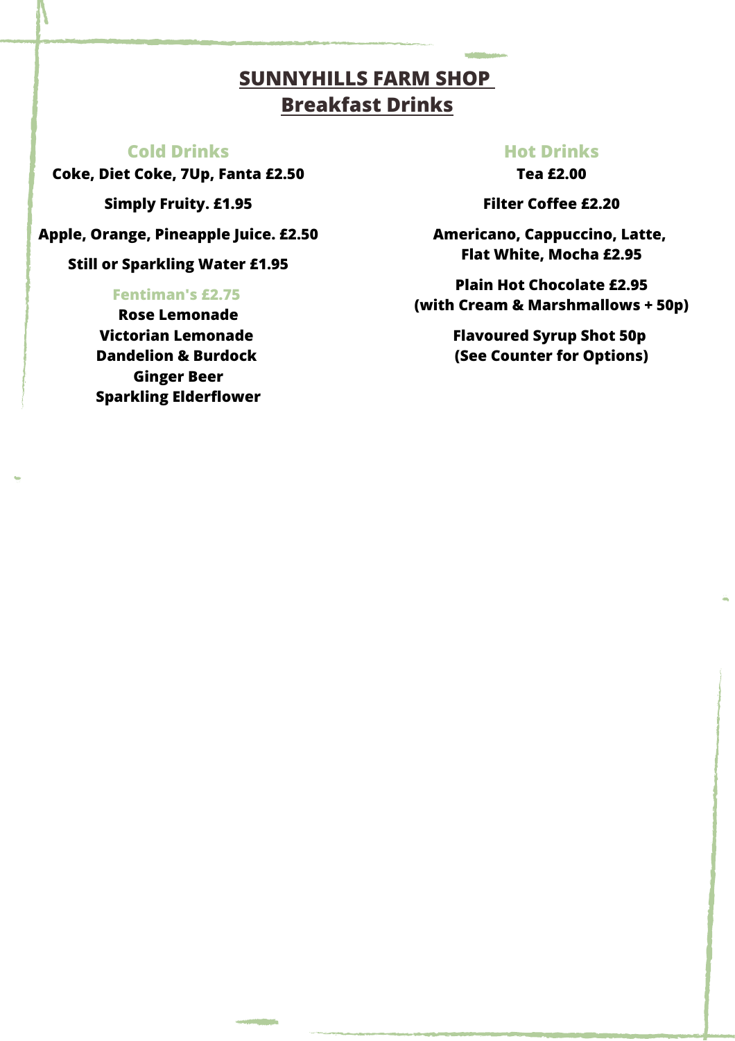# SUNNYHILLS FARM SHOP

## Breakfast Drinks

### Cold Drinks

**Coke, Diet Coke, 7Up, Fanta £2.50**

**Simply Fruity. £1.95**

**Apple, Orange, Pineapple Juice. £2.50**

**Still or Sparkling Water £1.95**

#### Fentiman's £2.75

**Rose Lemonade**
**Victorian Lemonade**
**Dandelion & Burdock**
**Ginger Beer**
**Sparkling Elderflower**

### Hot Drinks

**Tea £2.00**

**Filter Coffee £2.20**

**Americano, Cappuccino, Latte, Flat White, Mocha £2.95**

**Plain Hot Chocolate £2.95**
**(with Cream & Marshmallows + 50p)**

**Flavoured Syrup Shot 50p**
**(See Counter for Options)**